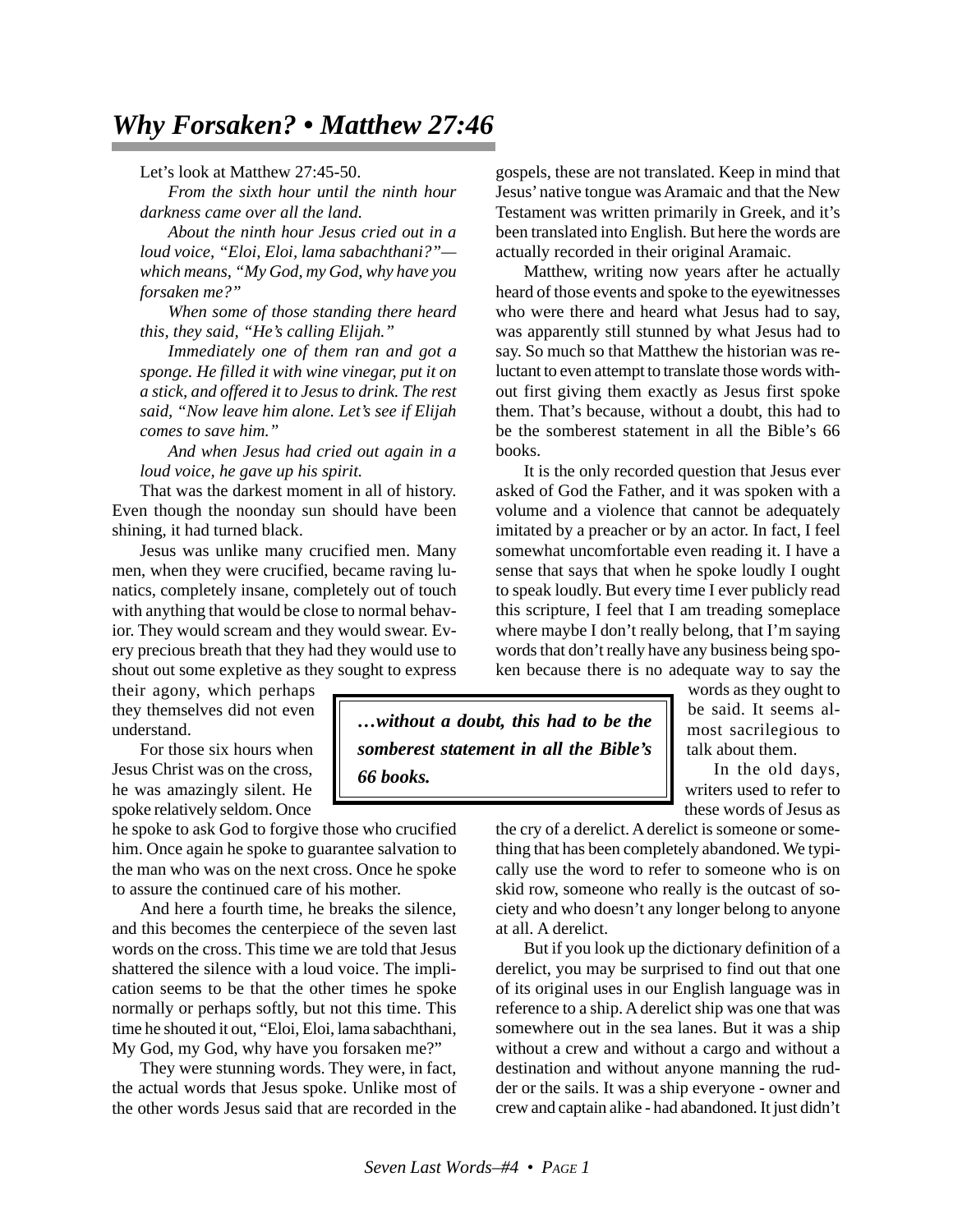# *Why Forsaken? • Matthew 27:46*

Let's look at Matthew 27:45-50.

*From the sixth hour until the ninth hour darkness came over all the land.*

*About the ninth hour Jesus cried out in a loud voice, "Eloi, Eloi, lama sabachthani?"—which means, "My God, my God, why have you forsaken me?"*

*When some of those standing there heard this, they said, "He's calling Elijah."*

*Immediately one of them ran and got a sponge. He filled it with wine vinegar, put it on a stick, and offered it to Jesus to drink. The rest said, "Now leave him alone. Let's see if Elijah comes to save him."*

*And when Jesus had cried out again in a loud voice, he gave up his spirit.*

That was the darkest moment in all of history. Even though the noonday sun should have been shining, it had turned black.

Jesus was unlike many crucified men. Many men, when they were crucified, became raving lunatics, completely insane, completely out of touch with anything that would be close to normal behavior. They would scream and they would swear. Every precious breath that they had they would use to shout out some expletive as they sought to express their agony, which perhaps they themselves did not even understand.

For those six hours when Jesus Christ was on the cross, he was amazingly silent. He spoke relatively seldom. Once he spoke to ask God to forgive those who crucified him. Once again he spoke to guarantee salvation to the man who was on the next cross. Once he spoke to assure the continued care of his mother.

And here a fourth time, he breaks the silence, and this becomes the centerpiece of the seven last words on the cross. This time we are told that Jesus shattered the silence with a loud voice. The implication seems to be that the other times he spoke normally or perhaps softly, but not this time. This time he shouted it out, "Eloi, Eloi, lama sabachthani, My God, my God, why have you forsaken me?"

They were stunning words. They were, in fact, the actual words that Jesus spoke. Unlike most of the other words Jesus said that are recorded in the gospels, these are not translated. Keep in mind that Jesus' native tongue was Aramaic and that the New Testament was written primarily in Greek, and it's been translated into English. But here the words are actually recorded in their original Aramaic.

Matthew, writing now years after he actually heard of those events and spoke to the eyewitnesses who were there and heard what Jesus had to say, was apparently still stunned by what Jesus had to say. So much so that Matthew the historian was reluctant to even attempt to translate those words without first giving them exactly as Jesus first spoke them. That's because, without a doubt, this had to be the somberest statement in all the Bible's 66 books.

> ***…without a doubt, this had to be the somberest statement in all the Bible's 66 books.***

It is the only recorded question that Jesus ever asked of God the Father, and it was spoken with a volume and a violence that cannot be adequately imitated by a preacher or by an actor. In fact, I feel somewhat uncomfortable even reading it. I have a sense that says that when he spoke loudly I ought to speak loudly. But every time I ever publicly read this scripture, I feel that I am treading someplace where maybe I don't really belong, that I'm saying words that don't really have any business being spoken because there is no adequate way to say the words as they ought to be said. It seems almost sacrilegious to talk about them.

In the old days, writers used to refer to these words of Jesus as the cry of a derelict. A derelict is someone or something that has been completely abandoned. We typically use the word to refer to someone who is on skid row, someone who really is the outcast of society and who doesn't any longer belong to anyone at all. A derelict.

But if you look up the dictionary definition of a derelict, you may be surprised to find out that one of its original uses in our English language was in reference to a ship. A derelict ship was one that was somewhere out in the sea lanes. But it was a ship without a crew and without a cargo and without a destination and without anyone manning the rudder or the sails. It was a ship everyone - owner and crew and captain alike - had abandoned. It just didn't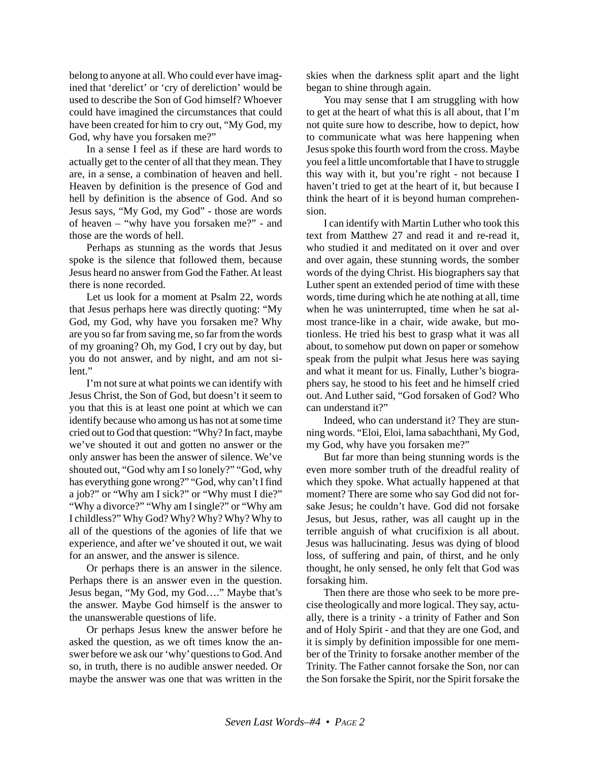belong to anyone at all. Who could ever have imagined that 'derelict' or 'cry of dereliction' would be used to describe the Son of God himself? Whoever could have imagined the circumstances that could have been created for him to cry out, "My God, my God, why have you forsaken me?"

In a sense I feel as if these are hard words to actually get to the center of all that they mean. They are, in a sense, a combination of heaven and hell. Heaven by definition is the presence of God and hell by definition is the absence of God. And so Jesus says, "My God, my God" - those are words of heaven – "why have you forsaken me?" - and those are the words of hell.

Perhaps as stunning as the words that Jesus spoke is the silence that followed them, because Jesus heard no answer from God the Father. At least there is none recorded.

Let us look for a moment at Psalm 22, words that Jesus perhaps here was directly quoting: "My God, my God, why have you forsaken me? Why are you so far from saving me, so far from the words of my groaning? Oh, my God, I cry out by day, but you do not answer, and by night, and am not silent."

I'm not sure at what points we can identify with Jesus Christ, the Son of God, but doesn't it seem to you that this is at least one point at which we can identify because who among us has not at some time cried out to God that question: "Why? In fact, maybe we've shouted it out and gotten no answer or the only answer has been the answer of silence. We've shouted out, "God why am I so lonely?" "God, why has everything gone wrong?" "God, why can't I find a job?" or "Why am I sick?" or "Why must I die?" "Why a divorce?" "Why am I single?" or "Why am I childless?" Why God? Why? Why? Why? Why to all of the questions of the agonies of life that we experience, and after we've shouted it out, we wait for an answer, and the answer is silence.

Or perhaps there is an answer in the silence. Perhaps there is an answer even in the question. Jesus began, "My God, my God…." Maybe that's the answer. Maybe God himself is the answer to the unanswerable questions of life.

Or perhaps Jesus knew the answer before he asked the question, as we oft times know the answer before we ask our 'why' questions to God. And so, in truth, there is no audible answer needed. Or maybe the answer was one that was written in the skies when the darkness split apart and the light began to shine through again.

You may sense that I am struggling with how to get at the heart of what this is all about, that I'm not quite sure how to describe, how to depict, how to communicate what was here happening when Jesus spoke this fourth word from the cross. Maybe you feel a little uncomfortable that I have to struggle this way with it, but you're right - not because I haven't tried to get at the heart of it, but because I think the heart of it is beyond human comprehension.

I can identify with Martin Luther who took this text from Matthew 27 and read it and re-read it, who studied it and meditated on it over and over and over again, these stunning words, the somber words of the dying Christ. His biographers say that Luther spent an extended period of time with these words, time during which he ate nothing at all, time when he was uninterrupted, time when he sat almost trance-like in a chair, wide awake, but motionless. He tried his best to grasp what it was all about, to somehow put down on paper or somehow speak from the pulpit what Jesus here was saying and what it meant for us. Finally, Luther's biographers say, he stood to his feet and he himself cried out. And Luther said, "God forsaken of God? Who can understand it?"

Indeed, who can understand it? They are stunning words. "Eloi, Eloi, lama sabachthani, My God, my God, why have you forsaken me?"

But far more than being stunning words is the even more somber truth of the dreadful reality of which they spoke. What actually happened at that moment? There are some who say God did not forsake Jesus; he couldn't have. God did not forsake Jesus, but Jesus, rather, was all caught up in the terrible anguish of what crucifixion is all about. Jesus was hallucinating. Jesus was dying of blood loss, of suffering and pain, of thirst, and he only thought, he only sensed, he only felt that God was forsaking him.

Then there are those who seek to be more precise theologically and more logical. They say, actually, there is a trinity - a trinity of Father and Son and of Holy Spirit - and that they are one God, and it is simply by definition impossible for one member of the Trinity to forsake another member of the Trinity. The Father cannot forsake the Son, nor can the Son forsake the Spirit, nor the Spirit forsake the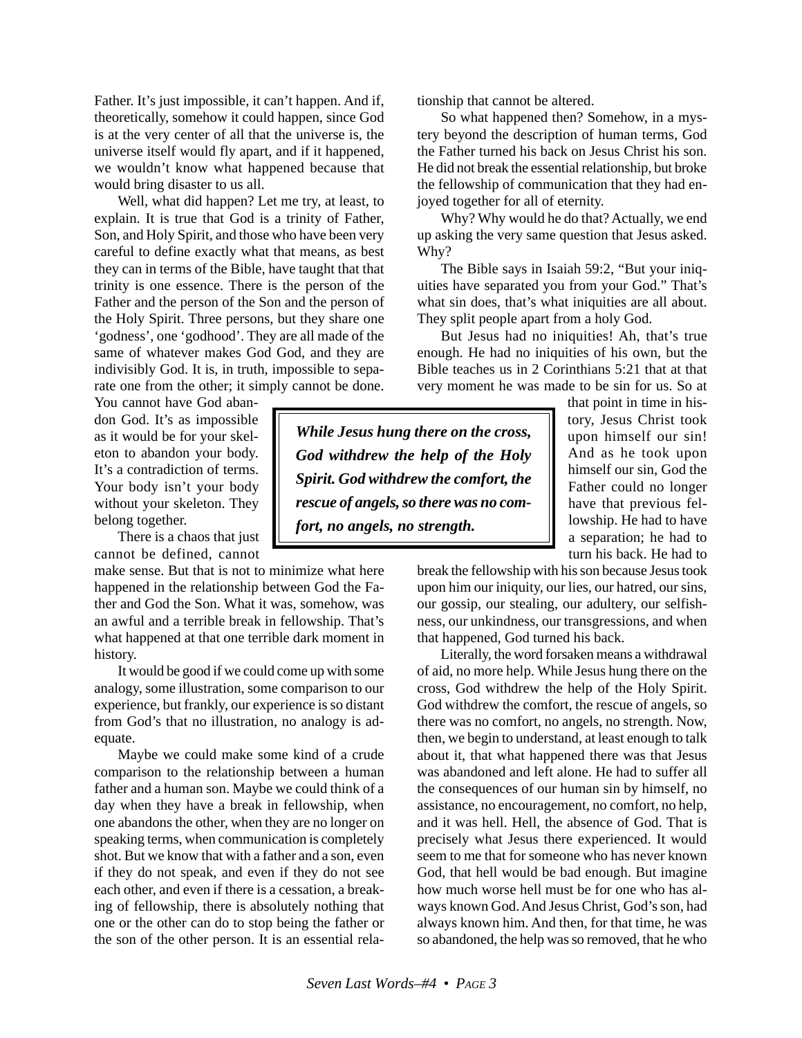Father. It's just impossible, it can't happen. And if, theoretically, somehow it could happen, since God is at the very center of all that the universe is, the universe itself would fly apart, and if it happened, we wouldn't know what happened because that would bring disaster to us all.

Well, what did happen? Let me try, at least, to explain. It is true that God is a trinity of Father, Son, and Holy Spirit, and those who have been very careful to define exactly what that means, as best they can in terms of the Bible, have taught that that trinity is one essence. There is the person of the Father and the person of the Son and the person of the Holy Spirit. Three persons, but they share one 'godness', one 'godhood'. They are all made of the same of whatever makes God God, and they are indivisibly God. It is, in truth, impossible to separate one from the other; it simply cannot be done. You cannot have God abandon God. It's as impossible as it would be for your skeleton to abandon your body. It's a contradiction of terms. Your body isn't your body without your skeleton. They belong together.

There is a chaos that just cannot be defined, cannot make sense. But that is not to minimize what here happened in the relationship between God the Father and God the Son. What it was, somehow, was an awful and a terrible break in fellowship. That's what happened at that one terrible dark moment in history.

It would be good if we could come up with some analogy, some illustration, some comparison to our experience, but frankly, our experience is so distant from God's that no illustration, no analogy is adequate.

Maybe we could make some kind of a crude comparison to the relationship between a human father and a human son. Maybe we could think of a day when they have a break in fellowship, when one abandons the other, when they are no longer on speaking terms, when communication is completely shot. But we know that with a father and a son, even if they do not speak, and even if they do not see each other, and even if there is a cessation, a breaking of fellowship, there is absolutely nothing that one or the other can do to stop being the father or the son of the other person. It is an essential relationship that cannot be altered.

So what happened then? Somehow, in a mystery beyond the description of human terms, God the Father turned his back on Jesus Christ his son. He did not break the essential relationship, but broke the fellowship of communication that they had enjoyed together for all of eternity.

Why? Why would he do that? Actually, we end up asking the very same question that Jesus asked. Why?

The Bible says in Isaiah 59:2, "But your iniquities have separated you from your God." That's what sin does, that's what iniquities are all about. They split people apart from a holy God.

But Jesus had no iniquities! Ah, that's true enough. He had no iniquities of his own, but the Bible teaches us in 2 Corinthians 5:21 that at that very moment he was made to be sin for us. So at that point in time in history, Jesus Christ took upon himself our sin! And as he took upon himself our sin, God the Father could no longer have that previous fellowship. He had to have a separation; he had to turn his back. He had to break the fellowship with his son because Jesus took upon him our iniquity, our lies, our hatred, our sins, our gossip, our stealing, our adultery, our selfishness, our unkindness, our transgressions, and when that happened, God turned his back.

> ***While Jesus hung there on the cross, God withdrew the help of the Holy Spirit. God withdrew the comfort, the rescue of angels, so there was no comfort, no angels, no strength.***

Literally, the word forsaken means a withdrawal of aid, no more help. While Jesus hung there on the cross, God withdrew the help of the Holy Spirit. God withdrew the comfort, the rescue of angels, so there was no comfort, no angels, no strength. Now, then, we begin to understand, at least enough to talk about it, that what happened there was that Jesus was abandoned and left alone. He had to suffer all the consequences of our human sin by himself, no assistance, no encouragement, no comfort, no help, and it was hell. Hell, the absence of God. That is precisely what Jesus there experienced. It would seem to me that for someone who has never known God, that hell would be bad enough. But imagine how much worse hell must be for one who has always known God. And Jesus Christ, God's son, had always known him. And then, for that time, he was so abandoned, the help was so removed, that he who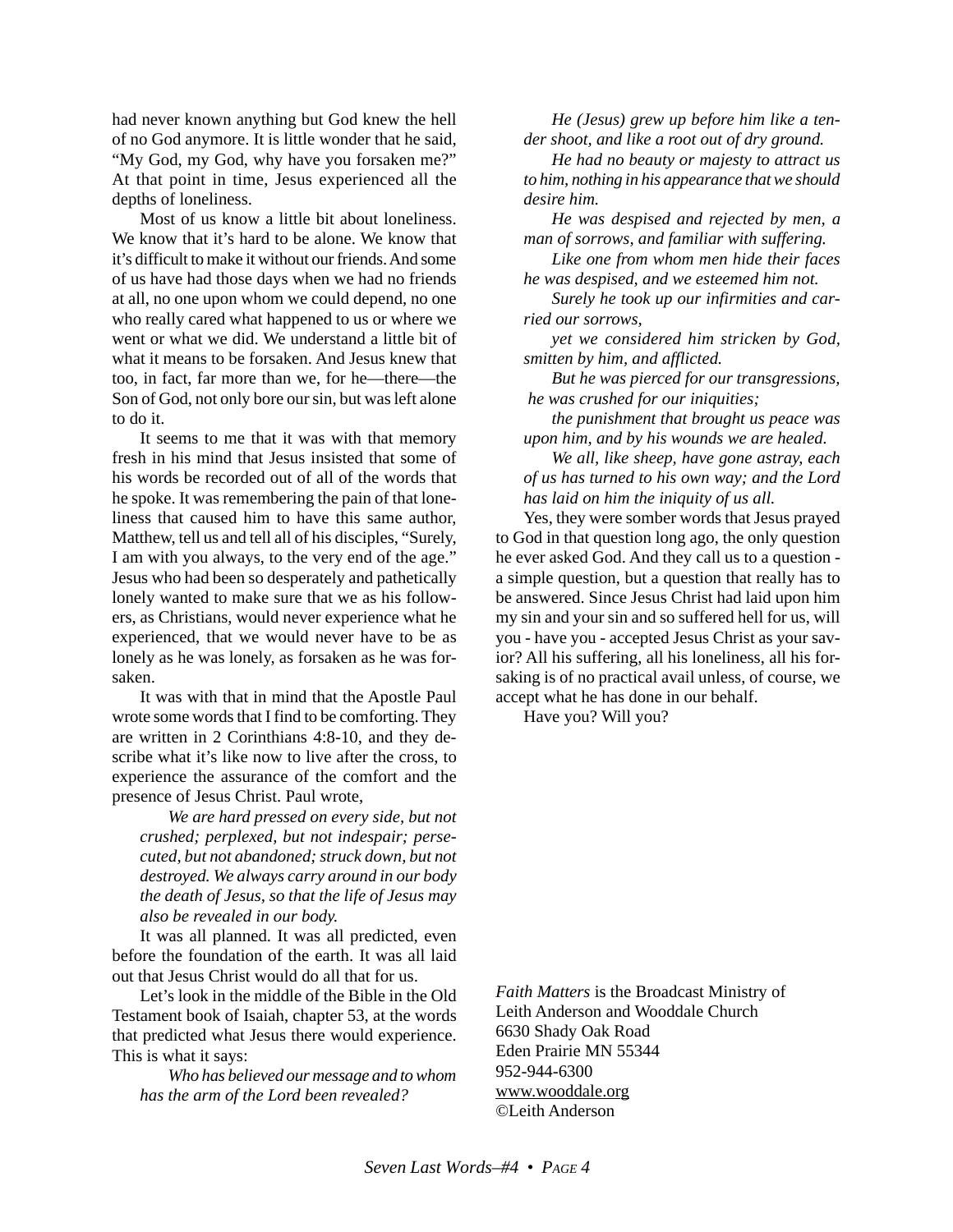had never known anything but God knew the hell of no God anymore. It is little wonder that he said, "My God, my God, why have you forsaken me?" At that point in time, Jesus experienced all the depths of loneliness.

Most of us know a little bit about loneliness. We know that it's hard to be alone. We know that it's difficult to make it without our friends. And some of us have had those days when we had no friends at all, no one upon whom we could depend, no one who really cared what happened to us or where we went or what we did. We understand a little bit of what it means to be forsaken. And Jesus knew that too, in fact, far more than we, for he—there—the Son of God, not only bore our sin, but was left alone to do it.

It seems to me that it was with that memory fresh in his mind that Jesus insisted that some of his words be recorded out of all of the words that he spoke. It was remembering the pain of that loneliness that caused him to have this same author, Matthew, tell us and tell all of his disciples, "Surely, I am with you always, to the very end of the age." Jesus who had been so desperately and pathetically lonely wanted to make sure that we as his followers, as Christians, would never experience what he experienced, that we would never have to be as lonely as he was lonely, as forsaken as he was forsaken.

It was with that in mind that the Apostle Paul wrote some words that I find to be comforting. They are written in 2 Corinthians 4:8-10, and they describe what it's like now to live after the cross, to experience the assurance of the comfort and the presence of Jesus Christ. Paul wrote,

> *We are hard pressed on every side, but not crushed; perplexed, but not indespair; persecuted, but not abandoned; struck down, but not destroyed. We always carry around in our body the death of Jesus, so that the life of Jesus may also be revealed in our body.*

It was all planned. It was all predicted, even before the foundation of the earth. It was all laid out that Jesus Christ would do all that for us.

Let's look in the middle of the Bible in the Old Testament book of Isaiah, chapter 53, at the words that predicted what Jesus there would experience. This is what it says:

> *Who has believed our message and to whom has the arm of the Lord been revealed?*
>
> *He (Jesus) grew up before him like a tender shoot, and like a root out of dry ground.*
>
> *He had no beauty or majesty to attract us to him, nothing in his appearance that we should desire him.*
>
> *He was despised and rejected by men, a man of sorrows, and familiar with suffering.*
>
> *Like one from whom men hide their faces he was despised, and we esteemed him not.*
>
> *Surely he took up our infirmities and carried our sorrows,*
>
> *yet we considered him stricken by God, smitten by him, and afflicted.*
>
> *But he was pierced for our transgressions, he was crushed for our iniquities;*
>
> *the punishment that brought us peace was upon him, and by his wounds we are healed.*
>
> *We all, like sheep, have gone astray, each of us has turned to his own way; and the Lord has laid on him the iniquity of us all.*

Yes, they were somber words that Jesus prayed to God in that question long ago, the only question he ever asked God. And they call us to a question - a simple question, but a question that really has to be answered. Since Jesus Christ had laid upon him my sin and your sin and so suffered hell for us, will you - have you - accepted Jesus Christ as your savior? All his suffering, all his loneliness, all his forsaking is of no practical avail unless, of course, we accept what he has done in our behalf.

Have you? Will you?

*Faith Matters* is the Broadcast Ministry of
Leith Anderson and Wooddale Church
6630 Shady Oak Road
Eden Prairie MN 55344
952-944-6300
www.wooddale.org
©Leith Anderson